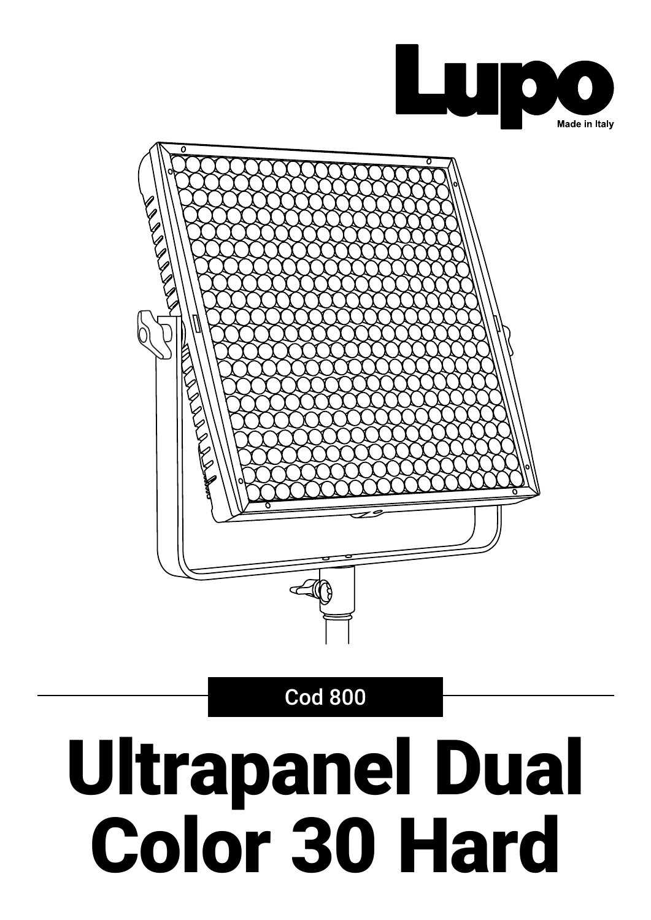Lupo

Made in Italy

Cod 800

# Ultrapanel Dual Color 30 Hard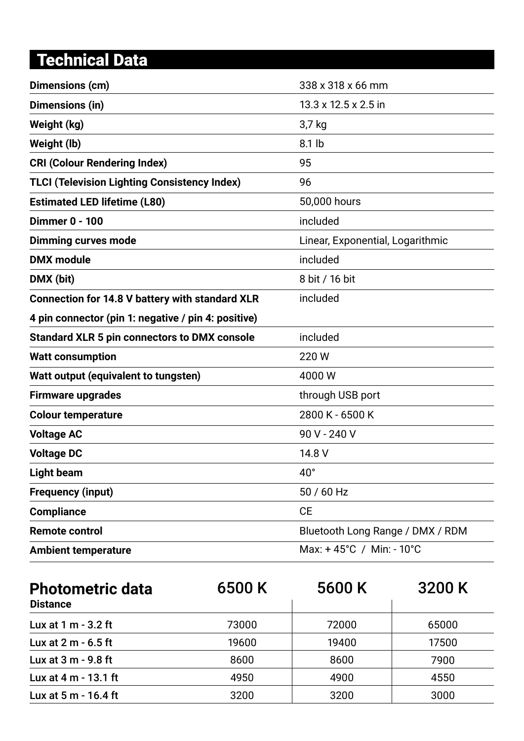# Technical Data

| | |
|---|---|
| **Dimensions (cm)** | 338 x 318 x 66 mm |
| **Dimensions (in)** | 13.3 x 12.5 x 2.5 in |
| **Weight (kg)** | 3,7 kg |
| **Weight (lb)** | 8.1 lb |
| **CRI (Colour Rendering Index)** | 95 |
| **TLCI (Television Lighting Consistency Index)** | 96 |
| **Estimated LED lifetime (L80)** | 50,000 hours |
| **Dimmer 0 - 100** | included |
| **Dimming curves mode** | Linear, Exponential, Logarithmic |
| **DMX module** | included |
| **DMX (bit)** | 8 bit / 16 bit |
| **Connection for 14.8 V battery with standard XLR 4 pin connector (pin 1: negative / pin 4: positive)** | included |
| **Standard XLR 5 pin connectors to DMX console** | included |
| **Watt consumption** | 220 W |
| **Watt output (equivalent to tungsten)** | 4000 W |
| **Firmware upgrades** | through USB port |
| **Colour temperature** | 2800 K - 6500 K |
| **Voltage AC** | 90 V - 240 V |
| **Voltage DC** | 14.8 V |
| **Light beam** | 40° |
| **Frequency (input)** | 50 / 60 Hz |
| **Compliance** | CE |
| **Remote control** | Bluetooth Long Range / DMX / RDM |
| **Ambient temperature** | Max: + 45°C / Min: - 10°C |

| **Photometric data** Distance | 6500 K | 5600 K | 3200 K |
|---|---|---|---|
| Lux at 1 m - 3.2 ft | 73000 | 72000 | 65000 |
| Lux at 2 m - 6.5 ft | 19600 | 19400 | 17500 |
| Lux at 3 m - 9.8 ft | 8600 | 8600 | 7900 |
| Lux at 4 m - 13.1 ft | 4950 | 4900 | 4550 |
| Lux at 5 m - 16.4 ft | 3200 | 3200 | 3000 |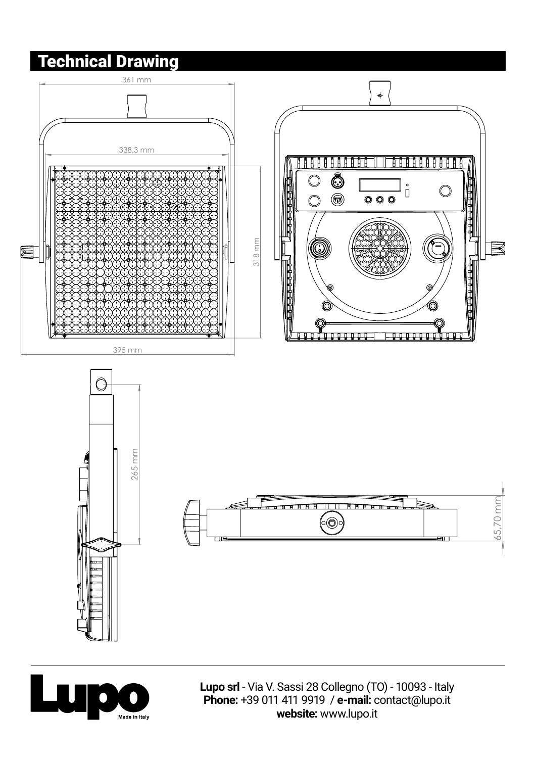# Technical Drawing

361 mm

338,3 mm

318 mm

395 mm

265 mm

65,70 mm

**Lupo srl** - Via V. Sassi 28 Collegno (TO) - 10093 - Italy
**Phone:** +39 011 411 9919 / **e-mail:** contact@lupo.it
**website:** www.lupo.it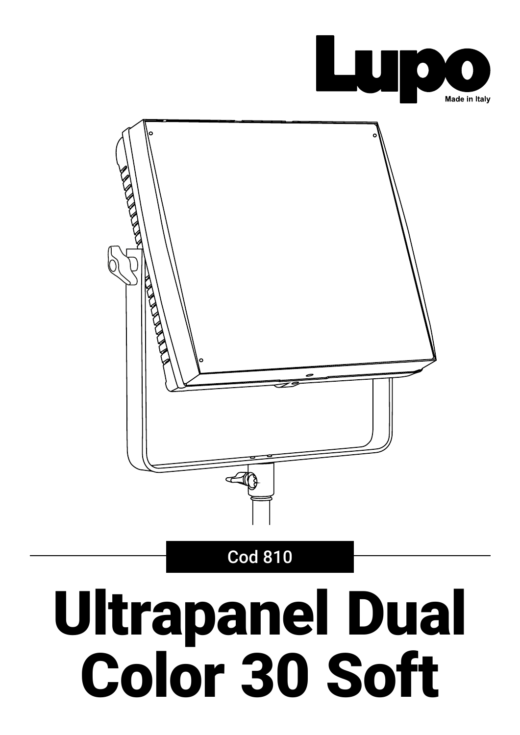Lupo

Made in Italy

Cod 810

# Ultrapanel Dual Color 30 Soft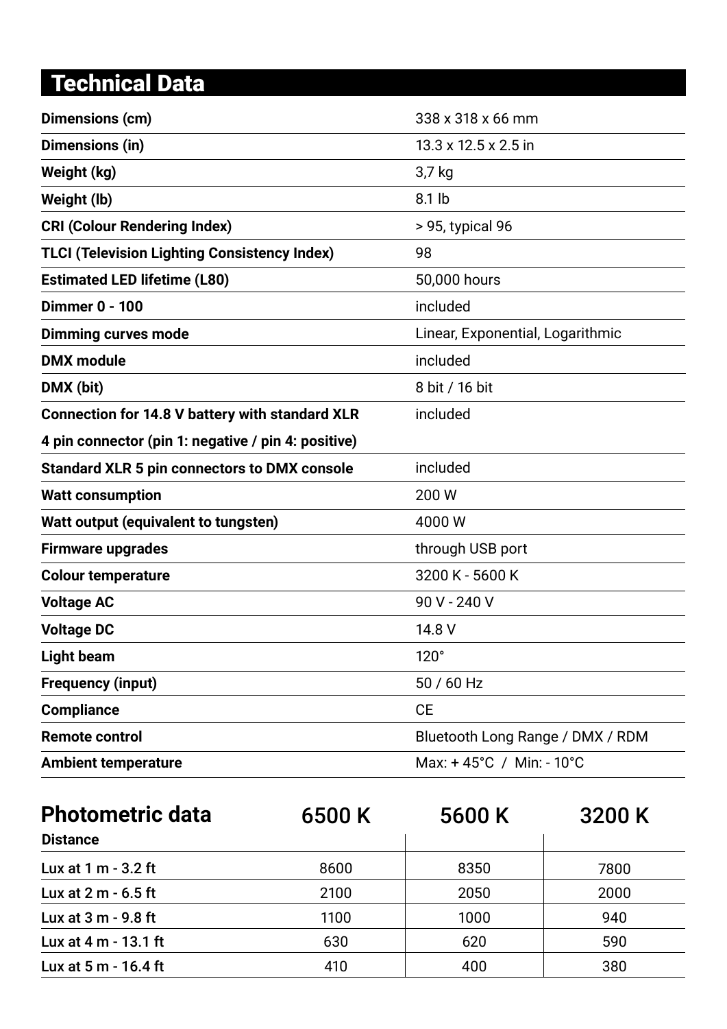## Technical Data

| | |
|---|---|
| **Dimensions (cm)** | 338 x 318 x 66 mm |
| **Dimensions (in)** | 13.3 x 12.5 x 2.5 in |
| **Weight (kg)** | 3,7 kg |
| **Weight (lb)** | 8.1 lb |
| **CRI (Colour Rendering Index)** | > 95, typical 96 |
| **TLCI (Television Lighting Consistency Index)** | 98 |
| **Estimated LED lifetime (L80)** | 50,000 hours |
| **Dimmer 0 - 100** | included |
| **Dimming curves mode** | Linear, Exponential, Logarithmic |
| **DMX module** | included |
| **DMX (bit)** | 8 bit / 16 bit |
| **Connection for 14.8 V battery with standard XLR 4 pin connector (pin 1: negative / pin 4: positive)** | included |
| **Standard XLR 5 pin connectors to DMX console** | included |
| **Watt consumption** | 200 W |
| **Watt output (equivalent to tungsten)** | 4000 W |
| **Firmware upgrades** | through USB port |
| **Colour temperature** | 3200 K - 5600 K |
| **Voltage AC** | 90 V - 240 V |
| **Voltage DC** | 14.8 V |
| **Light beam** | 120° |
| **Frequency (input)** | 50 / 60 Hz |
| **Compliance** | CE |
| **Remote control** | Bluetooth Long Range / DMX / RDM |
| **Ambient temperature** | Max: + 45°C / Min: - 10°C |

## Photometric data

| Distance | 6500 K | 5600 K | 3200 K |
|---|---|---|---|
| Lux at 1 m - 3.2 ft | 8600 | 8350 | 7800 |
| Lux at 2 m - 6.5 ft | 2100 | 2050 | 2000 |
| Lux at 3 m - 9.8 ft | 1100 | 1000 | 940 |
| Lux at 4 m - 13.1 ft | 630 | 620 | 590 |
| Lux at 5 m - 16.4 ft | 410 | 400 | 380 |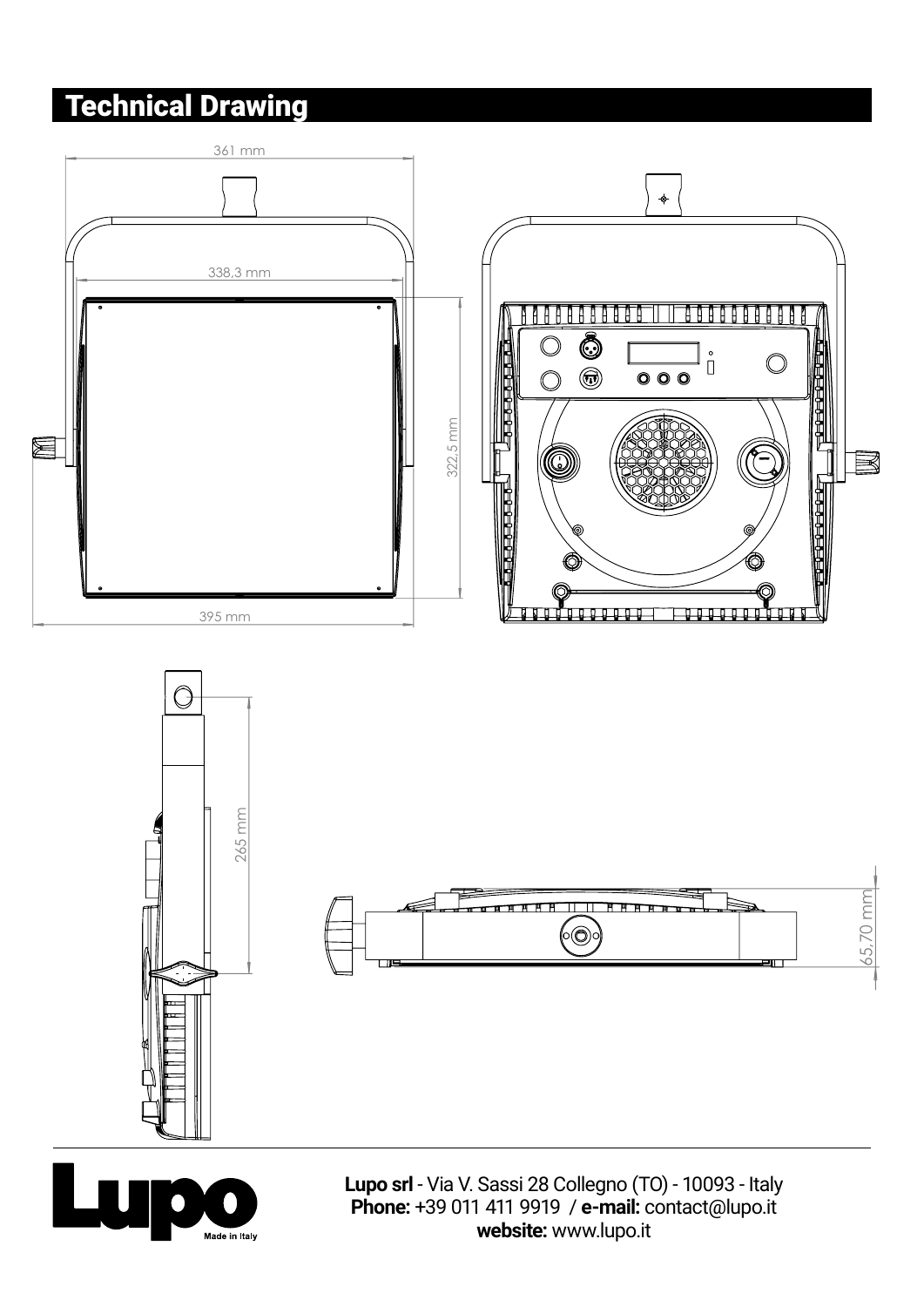# Technical Drawing

361 mm

338,3 mm

322,5 mm

395 mm

265 mm

65,70 mm

**Lupo srl** - Via V. Sassi 28 Collegno (TO) - 10093 - Italy
**Phone:** +39 011 411 9919 / **e-mail:** contact@lupo.it
**website:** www.lupo.it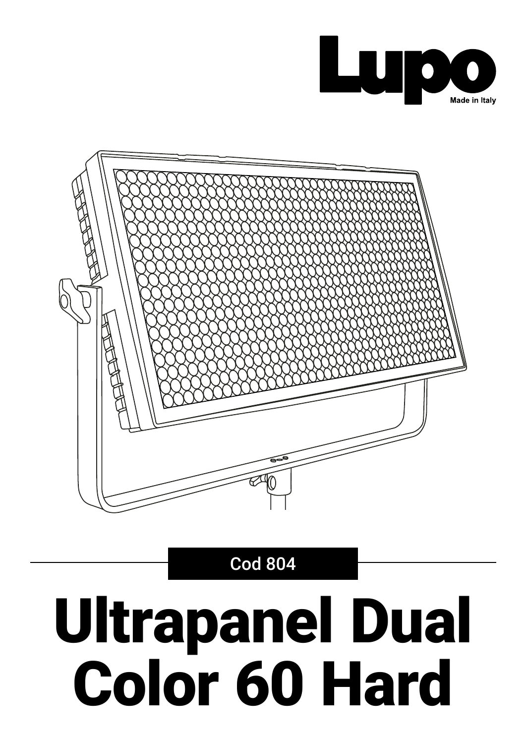Lupo

Made in Italy

Cod 804

# Ultrapanel Dual Color 60 Hard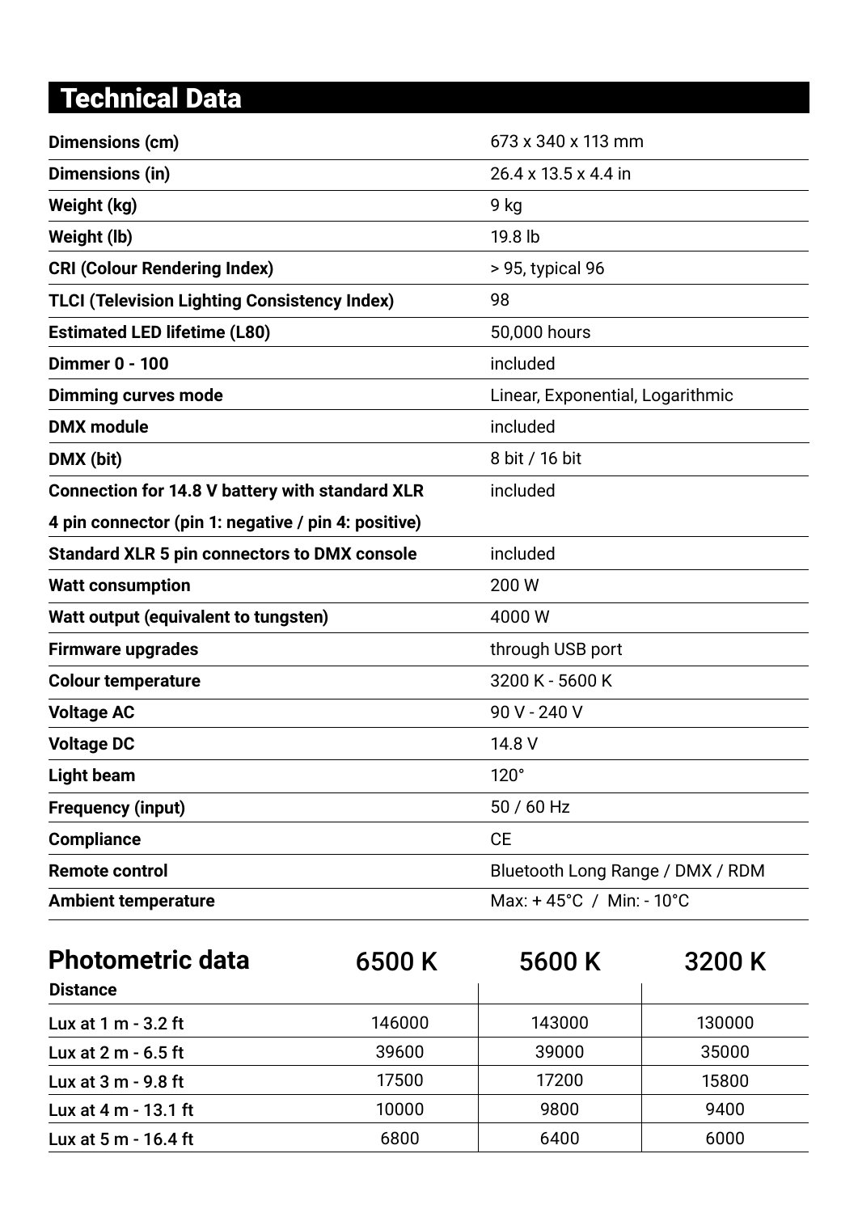# Technical Data

| | |
|---|---|
| **Dimensions (cm)** | 673 x 340 x 113 mm |
| **Dimensions (in)** | 26.4 x 13.5 x 4.4 in |
| **Weight (kg)** | 9 kg |
| **Weight (lb)** | 19.8 lb |
| **CRI (Colour Rendering Index)** | > 95, typical 96 |
| **TLCI (Television Lighting Consistency Index)** | 98 |
| **Estimated LED lifetime (L80)** | 50,000 hours |
| **Dimmer 0 - 100** | included |
| **Dimming curves mode** | Linear, Exponential, Logarithmic |
| **DMX module** | included |
| **DMX (bit)** | 8 bit / 16 bit |
| **Connection for 14.8 V battery with standard XLR 4 pin connector (pin 1: negative / pin 4: positive)** | included |
| **Standard XLR 5 pin connectors to DMX console** | included |
| **Watt consumption** | 200 W |
| **Watt output (equivalent to tungsten)** | 4000 W |
| **Firmware upgrades** | through USB port |
| **Colour temperature** | 3200 K - 5600 K |
| **Voltage AC** | 90 V - 240 V |
| **Voltage DC** | 14.8 V |
| **Light beam** | 120° |
| **Frequency (input)** | 50 / 60 Hz |
| **Compliance** | CE |
| **Remote control** | Bluetooth Long Range / DMX / RDM |
| **Ambient temperature** | Max: + 45°C / Min: - 10°C |

## Photometric data

| **Distance** | 6500 K | 5600 K | 3200 K |
|---|---|---|---|
| Lux at 1 m - 3.2 ft | 146000 | 143000 | 130000 |
| Lux at 2 m - 6.5 ft | 39600 | 39000 | 35000 |
| Lux at 3 m - 9.8 ft | 17500 | 17200 | 15800 |
| Lux at 4 m - 13.1 ft | 10000 | 9800 | 9400 |
| Lux at 5 m - 16.4 ft | 6800 | 6400 | 6000 |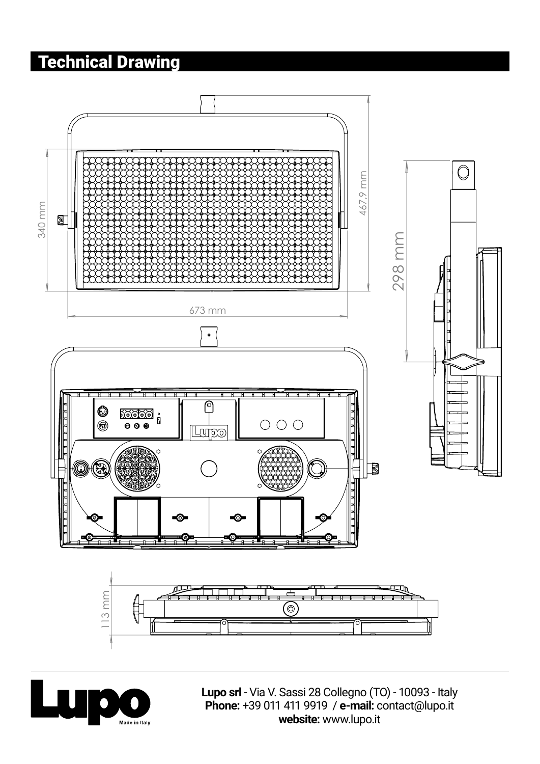## Technical Drawing

340 mm

467,9 mm

673 mm

298 mm

113 mm

**Lupo srl** - Via V. Sassi 28 Collegno (TO) - 10093 - Italy
**Phone:** +39 011 411 9919 / **e-mail:** contact@lupo.it
**website:** www.lupo.it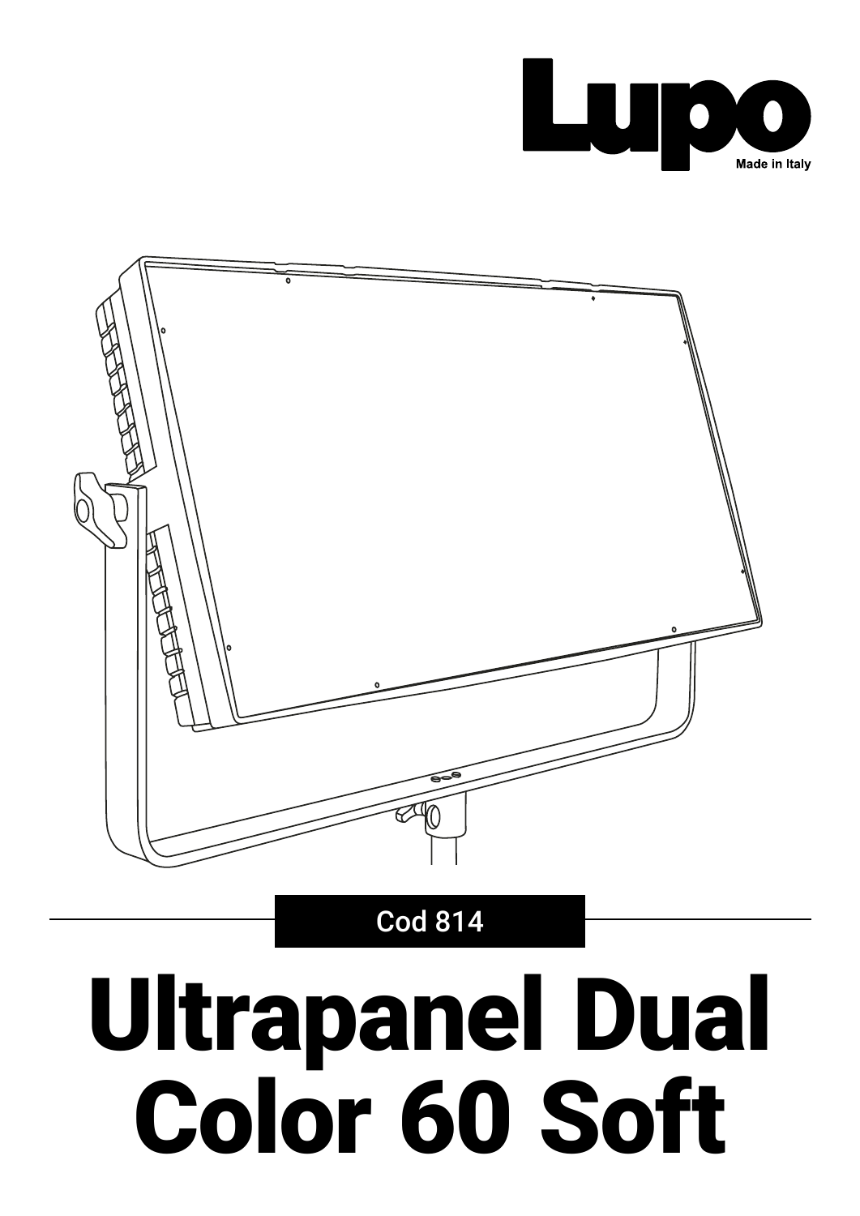Lupo

Made in Italy

Cod 814

# Ultrapanel Dual Color 60 Soft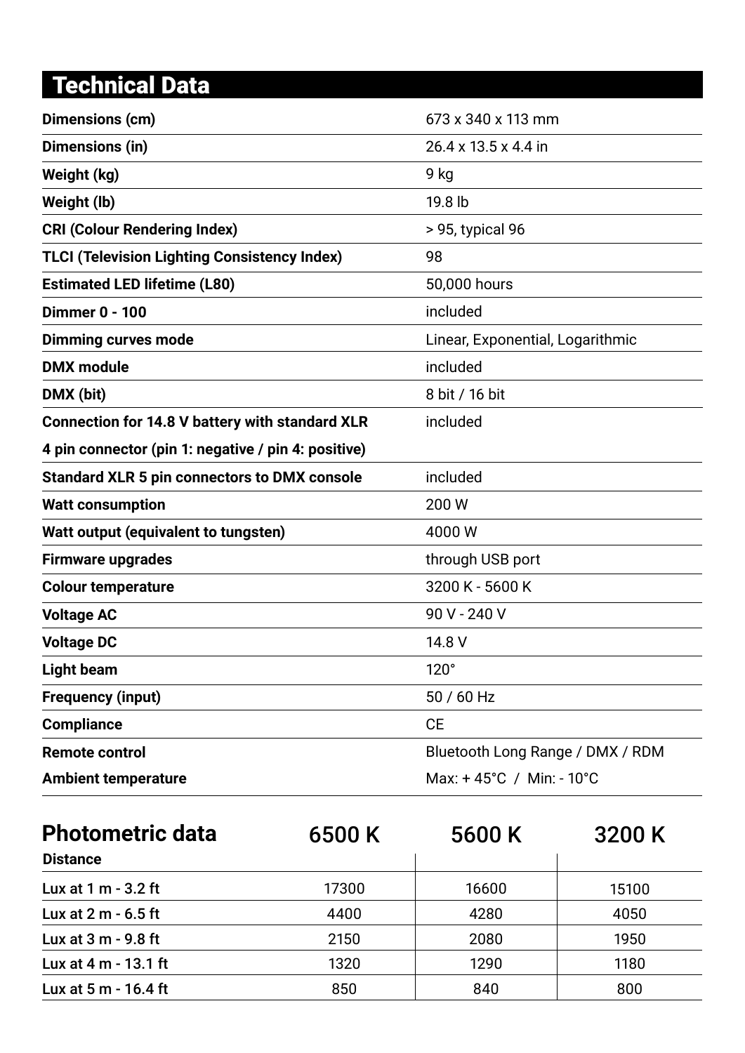# Technical Data

| | |
|---|---|
| **Dimensions (cm)** | 673 x 340 x 113 mm |
| **Dimensions (in)** | 26.4 x 13.5 x 4.4 in |
| **Weight (kg)** | 9 kg |
| **Weight (lb)** | 19.8 lb |
| **CRI (Colour Rendering Index)** | > 95, typical 96 |
| **TLCI (Television Lighting Consistency Index)** | 98 |
| **Estimated LED lifetime (L80)** | 50,000 hours |
| **Dimmer 0 - 100** | included |
| **Dimming curves mode** | Linear, Exponential, Logarithmic |
| **DMX module** | included |
| **DMX (bit)** | 8 bit / 16 bit |
| **Connection for 14.8 V battery with standard XLR 4 pin connector (pin 1: negative / pin 4: positive)** | included |
| **Standard XLR 5 pin connectors to DMX console** | included |
| **Watt consumption** | 200 W |
| **Watt output (equivalent to tungsten)** | 4000 W |
| **Firmware upgrades** | through USB port |
| **Colour temperature** | 3200 K - 5600 K |
| **Voltage AC** | 90 V - 240 V |
| **Voltage DC** | 14.8 V |
| **Light beam** | 120° |
| **Frequency (input)** | 50 / 60 Hz |
| **Compliance** | CE |
| **Remote control** | Bluetooth Long Range / DMX / RDM |
| **Ambient temperature** | Max: + 45°C / Min: - 10°C |

## Photometric data

| Distance | 6500 K | 5600 K | 3200 K |
|---|---|---|---|
| Lux at 1 m - 3.2 ft | 17300 | 16600 | 15100 |
| Lux at 2 m - 6.5 ft | 4400 | 4280 | 4050 |
| Lux at 3 m - 9.8 ft | 2150 | 2080 | 1950 |
| Lux at 4 m - 13.1 ft | 1320 | 1290 | 1180 |
| Lux at 5 m - 16.4 ft | 850 | 840 | 800 |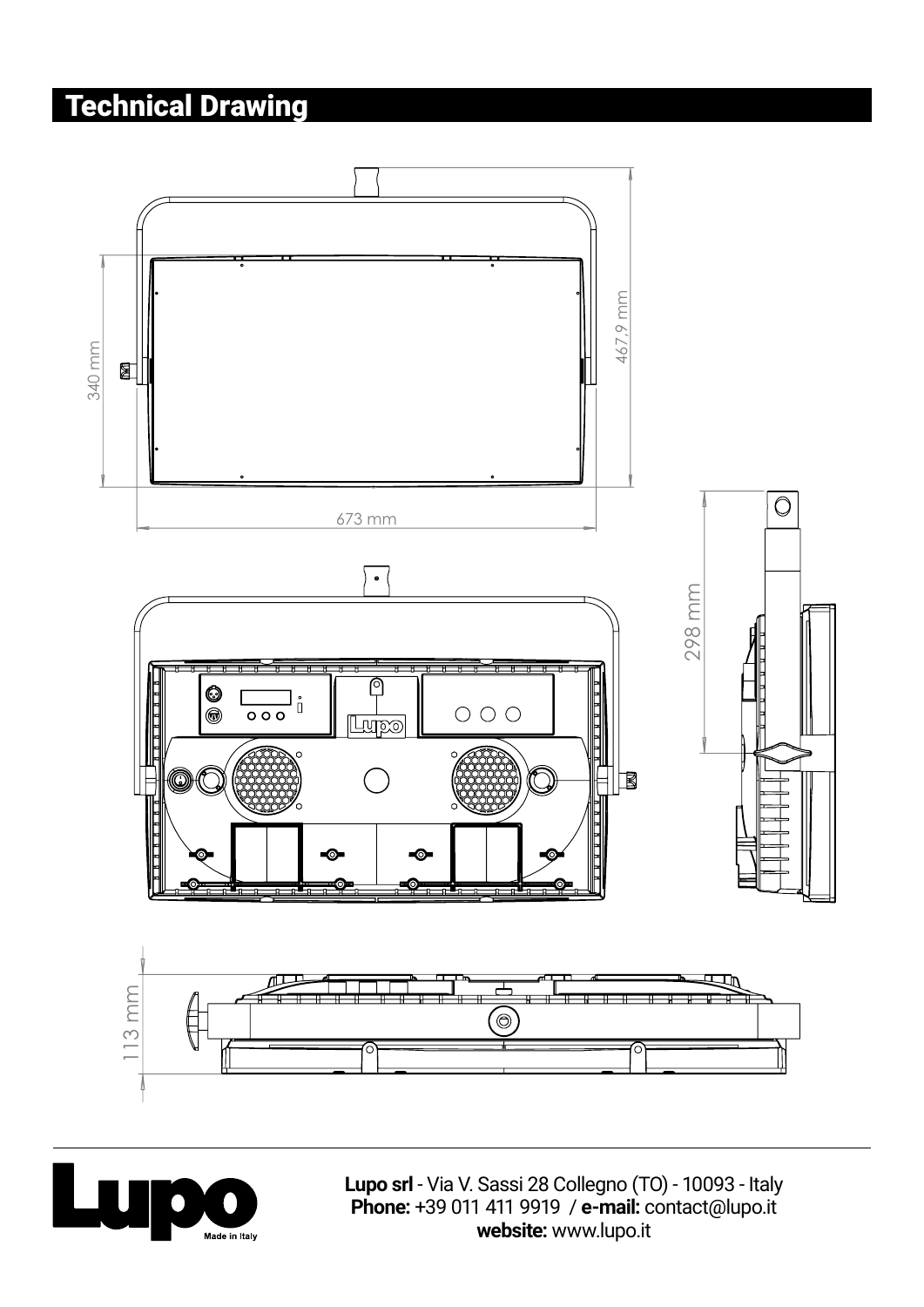# Technical Drawing

340 mm

467,9 mm

673 mm

298 mm

113 mm

Lupo

Made in Italy

**Lupo srl** - Via V. Sassi 28 Collegno (TO) - 10093 - Italy
**Phone:** +39 011 411 9919 / **e-mail:** contact@lupo.it
**website:** www.lupo.it